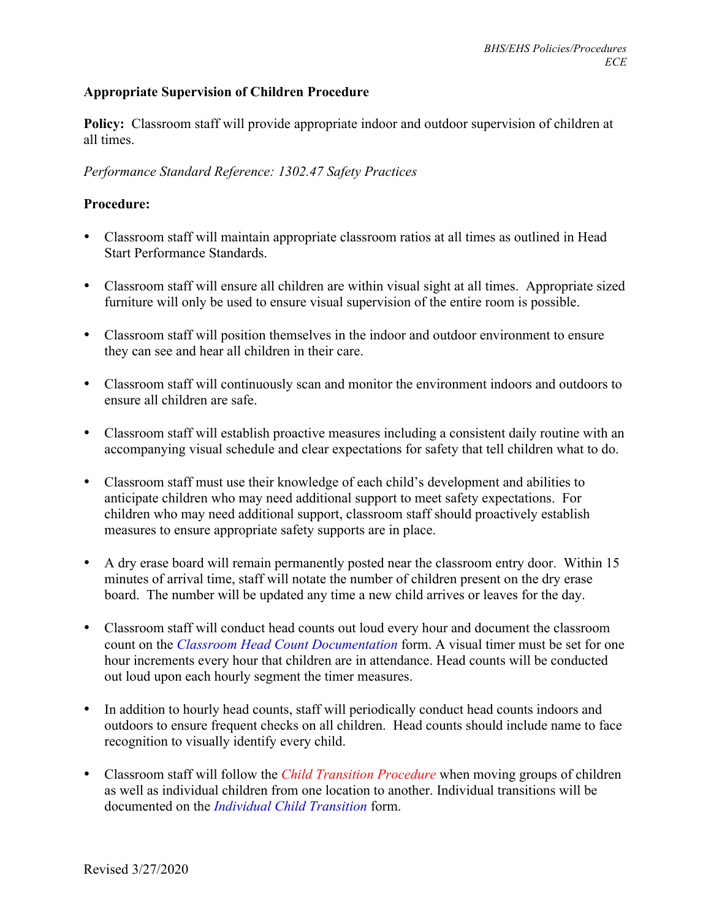**Appropriate Supervision of Children Procedure**

**Policy:** Classroom staff will provide appropriate indoor and outdoor supervision of children at all times.

*Performance Standard Reference: 1302.47 Safety Practices*

**Procedure:**

- Classroom staff will maintain appropriate classroom ratios at all times as outlined in Head Start Performance Standards.
- Classroom staff will ensure all children are within visual sight at all times. Appropriate sized furniture will only be used to ensure visual supervision of the entire room is possible.
- Classroom staff will position themselves in the indoor and outdoor environment to ensure they can see and hear all children in their care.
- Classroom staff will continuously scan and monitor the environment indoors and outdoors to ensure all children are safe.
- Classroom staff will establish proactive measures including a consistent daily routine with an accompanying visual schedule and clear expectations for safety that tell children what to do.
- Classroom staff must use their knowledge of each child's development and abilities to anticipate children who may need additional support to meet safety expectations. For children who may need additional support, classroom staff should proactively establish measures to ensure appropriate safety supports are in place.
- A dry erase board will remain permanently posted near the classroom entry door. Within 15 minutes of arrival time, staff will notate the number of children present on the dry erase board. The number will be updated any time a new child arrives or leaves for the day.
- Classroom staff will conduct head counts out loud every hour and document the classroom count on the *Classroom Head Count Documentation* form. A visual timer must be set for one hour increments every hour that children are in attendance. Head counts will be conducted out loud upon each hourly segment the timer measures.
- In addition to hourly head counts, staff will periodically conduct head counts indoors and outdoors to ensure frequent checks on all children. Head counts should include name to face recognition to visually identify every child.
- Classroom staff will follow the *Child Transition Procedure* when moving groups of children as well as individual children from one location to another. Individual transitions will be documented on the *Individual Child Transition* form.

Revised 3/27/2020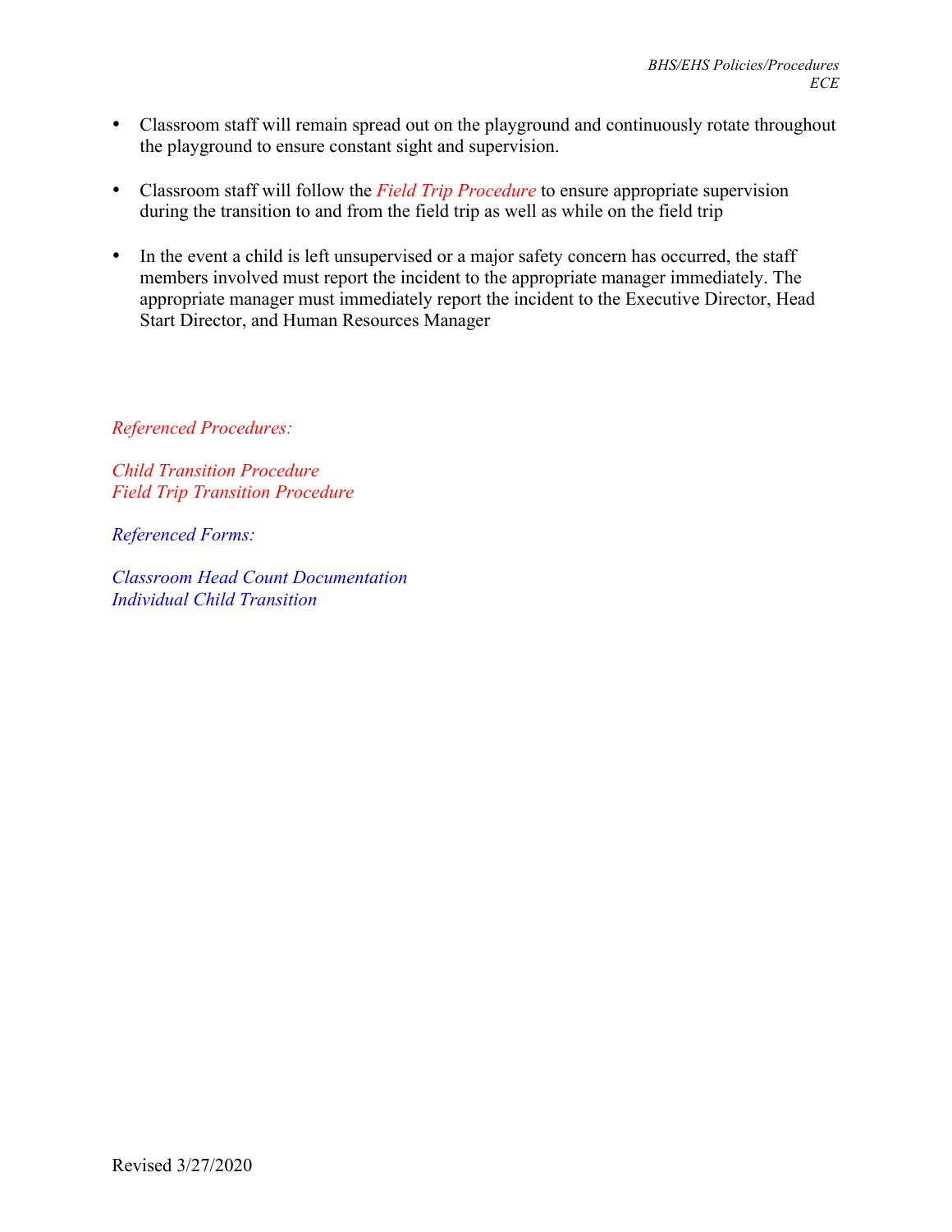- Classroom staff will remain spread out on the playground and continuously rotate throughout the playground to ensure constant sight and supervision.

- Classroom staff will follow the *Field Trip Procedure* to ensure appropriate supervision during the transition to and from the field trip as well as while on the field trip

- In the event a child is left unsupervised or a major safety concern has occurred, the staff members involved must report the incident to the appropriate manager immediately. The appropriate manager must immediately report the incident to the Executive Director, Head Start Director, and Human Resources Manager

*Referenced Procedures:*

*Child Transition Procedure*
*Field Trip Transition Procedure*

*Referenced Forms:*

*Classroom Head Count Documentation*
*Individual Child Transition*

Revised 3/27/2020